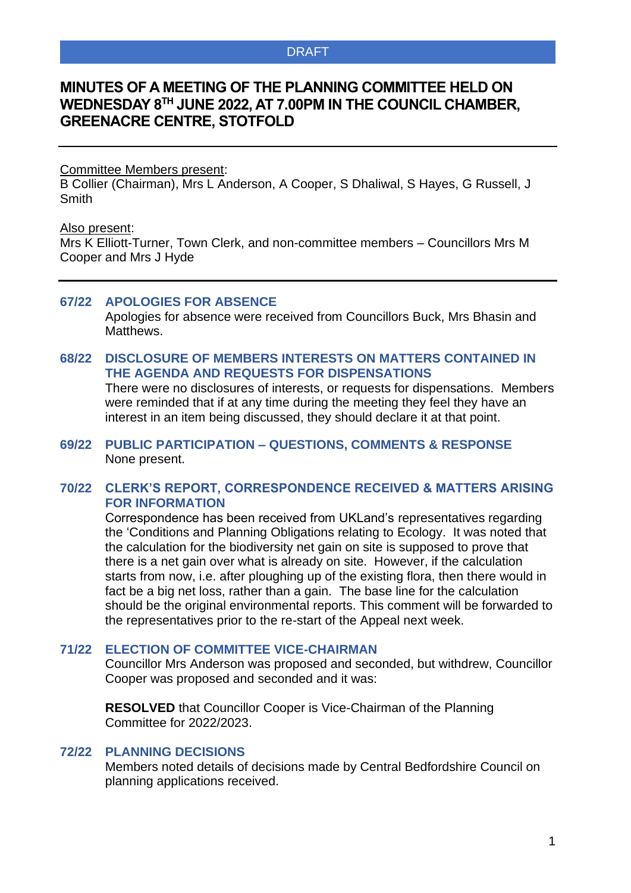DRAFT

# MINUTES OF A MEETING OF THE PLANNING COMMITTEE HELD ON WEDNESDAY 8TH JUNE 2022, AT 7.00PM IN THE COUNCIL CHAMBER, GREENACRE CENTRE, STOTFOLD

---

Committee Members present:
B Collier (Chairman), Mrs L Anderson, A Cooper, S Dhaliwal, S Hayes, G Russell, J Smith

Also present:
Mrs K Elliott-Turner, Town Clerk, and non-committee members – Councillors Mrs M Cooper and Mrs J Hyde

---

## 67/22 APOLOGIES FOR ABSENCE

Apologies for absence were received from Councillors Buck, Mrs Bhasin and Matthews.

## 68/22 DISCLOSURE OF MEMBERS INTERESTS ON MATTERS CONTAINED IN THE AGENDA AND REQUESTS FOR DISPENSATIONS

There were no disclosures of interests, or requests for dispensations. Members were reminded that if at any time during the meeting they feel they have an interest in an item being discussed, they should declare it at that point.

## 69/22 PUBLIC PARTICIPATION – QUESTIONS, COMMENTS & RESPONSE

None present.

## 70/22 CLERK'S REPORT, CORRESPONDENCE RECEIVED & MATTERS ARISING FOR INFORMATION

Correspondence has been received from UKLand's representatives regarding the 'Conditions and Planning Obligations relating to Ecology. It was noted that the calculation for the biodiversity net gain on site is supposed to prove that there is a net gain over what is already on site. However, if the calculation starts from now, i.e. after ploughing up of the existing flora, then there would in fact be a big net loss, rather than a gain. The base line for the calculation should be the original environmental reports. This comment will be forwarded to the representatives prior to the re-start of the Appeal next week.

## 71/22 ELECTION OF COMMITTEE VICE-CHAIRMAN

Councillor Mrs Anderson was proposed and seconded, but withdrew, Councillor Cooper was proposed and seconded and it was:

**RESOLVED** that Councillor Cooper is Vice-Chairman of the Planning Committee for 2022/2023.

## 72/22 PLANNING DECISIONS

Members noted details of decisions made by Central Bedfordshire Council on planning applications received.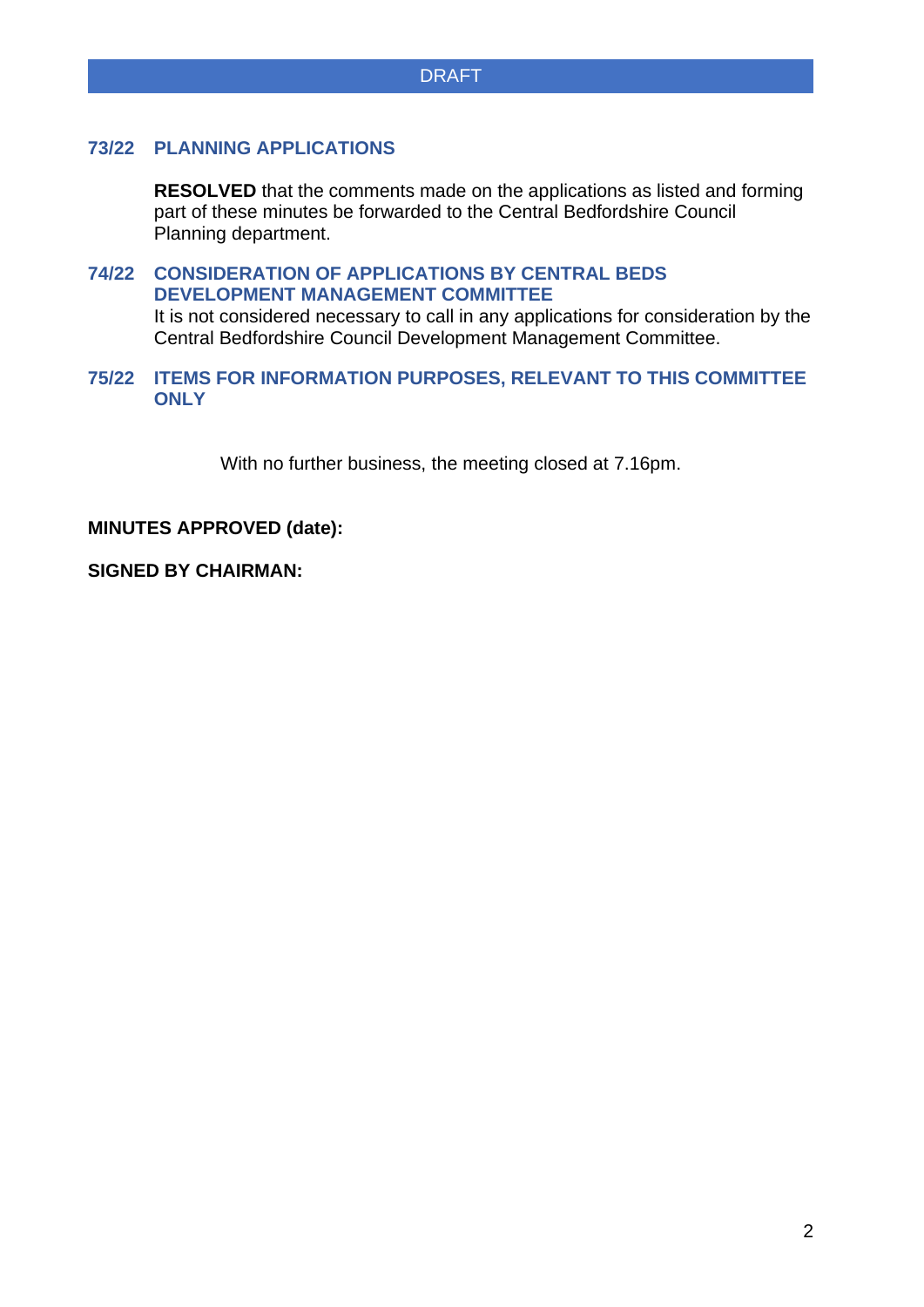DRAFT

### 73/22 PLANNING APPLICATIONS

**RESOLVED** that the comments made on the applications as listed and forming part of these minutes be forwarded to the Central Bedfordshire Council Planning department.

### 74/22 CONSIDERATION OF APPLICATIONS BY CENTRAL BEDS DEVELOPMENT MANAGEMENT COMMITTEE

It is not considered necessary to call in any applications for consideration by the Central Bedfordshire Council Development Management Committee.

### 75/22 ITEMS FOR INFORMATION PURPOSES, RELEVANT TO THIS COMMITTEE ONLY

With no further business, the meeting closed at 7.16pm.

**MINUTES APPROVED (date):**

**SIGNED BY CHAIRMAN:**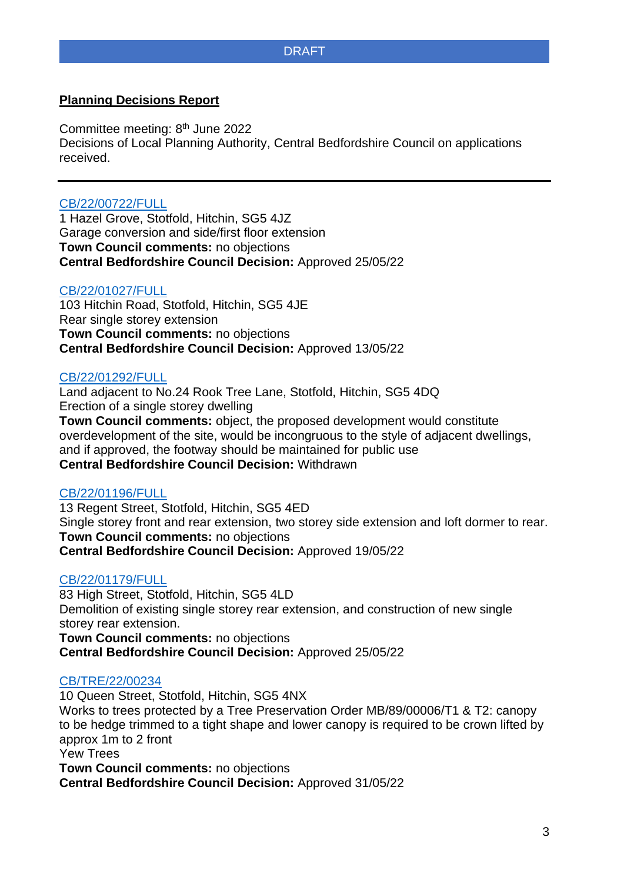DRAFT

**Planning Decisions Report**

Committee meeting: 8th June 2022
Decisions of Local Planning Authority, Central Bedfordshire Council on applications received.

---

CB/22/00722/FULL
1 Hazel Grove, Stotfold, Hitchin, SG5 4JZ
Garage conversion and side/first floor extension
**Town Council comments:** no objections
**Central Bedfordshire Council Decision:** Approved 25/05/22

CB/22/01027/FULL
103 Hitchin Road, Stotfold, Hitchin, SG5 4JE
Rear single storey extension
**Town Council comments:** no objections
**Central Bedfordshire Council Decision:** Approved 13/05/22

CB/22/01292/FULL
Land adjacent to No.24 Rook Tree Lane, Stotfold, Hitchin, SG5 4DQ
Erection of a single storey dwelling
**Town Council comments:** object, the proposed development would constitute overdevelopment of the site, would be incongruous to the style of adjacent dwellings, and if approved, the footway should be maintained for public use
**Central Bedfordshire Council Decision:** Withdrawn

CB/22/01196/FULL
13 Regent Street, Stotfold, Hitchin, SG5 4ED
Single storey front and rear extension, two storey side extension and loft dormer to rear.
**Town Council comments:** no objections
**Central Bedfordshire Council Decision:** Approved 19/05/22

CB/22/01179/FULL
83 High Street, Stotfold, Hitchin, SG5 4LD
Demolition of existing single storey rear extension, and construction of new single storey rear extension.
**Town Council comments:** no objections
**Central Bedfordshire Council Decision:** Approved 25/05/22

CB/TRE/22/00234
10 Queen Street, Stotfold, Hitchin, SG5 4NX
Works to trees protected by a Tree Preservation Order MB/89/00006/T1 & T2: canopy to be hedge trimmed to a tight shape and lower canopy is required to be crown lifted by approx 1m to 2 front
Yew Trees
**Town Council comments:** no objections
**Central Bedfordshire Council Decision:** Approved 31/05/22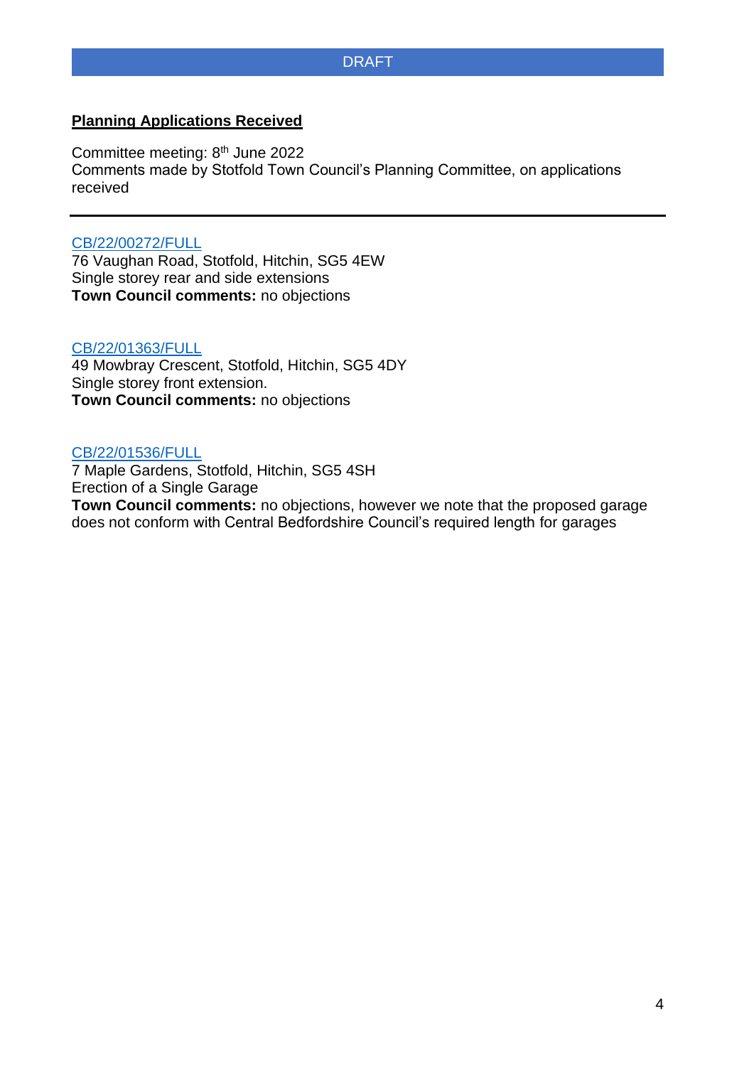DRAFT

**Planning Applications Received**

Committee meeting: 8th June 2022
Comments made by Stotfold Town Council's Planning Committee, on applications received

---

CB/22/00272/FULL
76 Vaughan Road, Stotfold, Hitchin, SG5 4EW
Single storey rear and side extensions
**Town Council comments:** no objections

CB/22/01363/FULL
49 Mowbray Crescent, Stotfold, Hitchin, SG5 4DY
Single storey front extension.
**Town Council comments:** no objections

CB/22/01536/FULL
7 Maple Gardens, Stotfold, Hitchin, SG5 4SH
Erection of a Single Garage
**Town Council comments:** no objections, however we note that the proposed garage does not conform with Central Bedfordshire Council's required length for garages